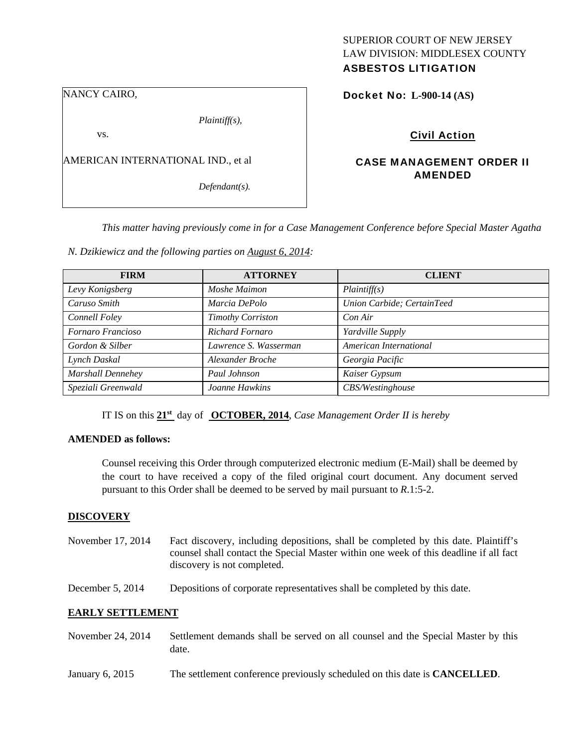SUPERIOR COURT OF NEW JERSEY
LAW DIVISION: MIDDLESEX COUNTY
**ASBESTOS LITIGATION**

NANCY CAIRO,

*Plaintiff(s),*

vs.

AMERICAN INTERNATIONAL IND., et al

*Defendant(s).*

**Docket No: L-900-14 (AS)**

**Civil Action**

**CASE MANAGEMENT ORDER II AMENDED**

*This matter having previously come in for a Case Management Conference before Special Master Agatha N. Dzikiewicz and the following parties on August 6, 2014:*

| FIRM | ATTORNEY | CLIENT |
|---|---|---|
| *Levy Konigsberg* | *Moshe Maimon* | *Plaintiff(s)* |
| *Caruso Smith* | *Marcia DePolo* | *Union Carbide; CertainTeed* |
| *Connell Foley* | *Timothy Corriston* | *Con Air* |
| *Fornaro Francioso* | *Richard Fornaro* | *Yardville Supply* |
| *Gordon & Silber* | *Lawrence S. Wasserman* | *American International* |
| *Lynch Daskal* | *Alexander Broche* | *Georgia Pacific* |
| *Marshall Dennehey* | *Paul Johnson* | *Kaiser Gypsum* |
| *Speziali Greenwald* | *Joanne Hawkins* | *CBS/Westinghouse* |

IT IS on this **21st** day of **OCTOBER, 2014**, *Case Management Order II is hereby*

**AMENDED as follows:**

Counsel receiving this Order through computerized electronic medium (E-Mail) shall be deemed by the court to have received a copy of the filed original court document. Any document served pursuant to this Order shall be deemed to be served by mail pursuant to *R*.1:5-2.

## DISCOVERY

November 17, 2014 — Fact discovery, including depositions, shall be completed by this date. Plaintiff's counsel shall contact the Special Master within one week of this deadline if all fact discovery is not completed.

December 5, 2014 — Depositions of corporate representatives shall be completed by this date.

## EARLY SETTLEMENT

November 24, 2014 — Settlement demands shall be served on all counsel and the Special Master by this date.

January 6, 2015 — The settlement conference previously scheduled on this date is **CANCELLED**.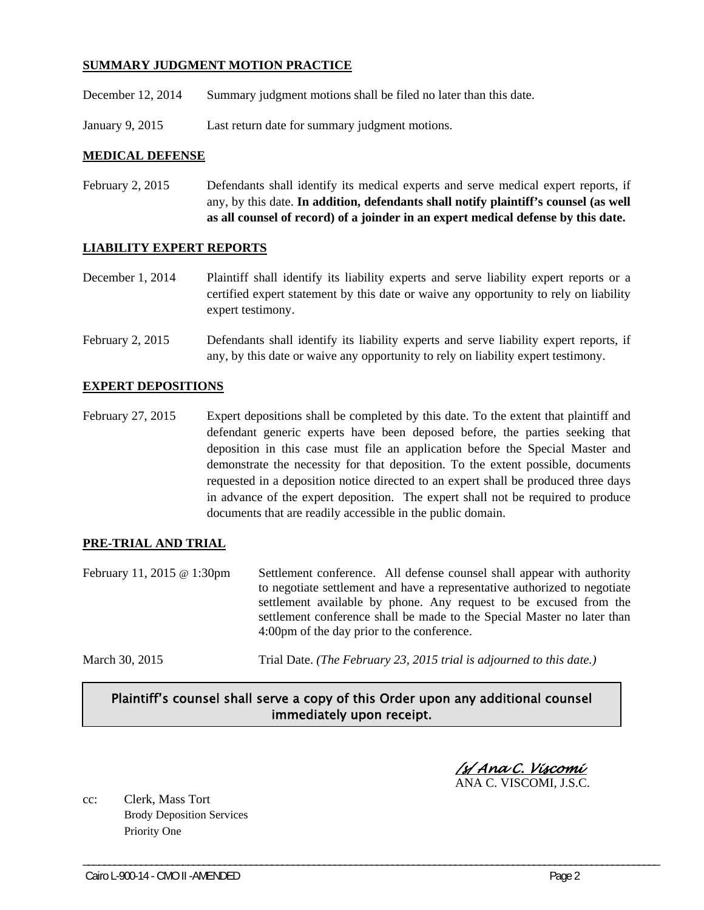**SUMMARY JUDGMENT MOTION PRACTICE**

| | |
|---|---|
| December 12, 2014 | Summary judgment motions shall be filed no later than this date. |
| January 9, 2015 | Last return date for summary judgment motions. |

**MEDICAL DEFENSE**

| | |
|---|---|
| February 2, 2015 | Defendants shall identify its medical experts and serve medical expert reports, if any, by this date. **In addition, defendants shall notify plaintiff's counsel (as well as all counsel of record) of a joinder in an expert medical defense by this date.** |

**LIABILITY EXPERT REPORTS**

| | |
|---|---|
| December 1, 2014 | Plaintiff shall identify its liability experts and serve liability expert reports or a certified expert statement by this date or waive any opportunity to rely on liability expert testimony. |
| February 2, 2015 | Defendants shall identify its liability experts and serve liability expert reports, if any, by this date or waive any opportunity to rely on liability expert testimony. |

**EXPERT DEPOSITIONS**

| | |
|---|---|
| February 27, 2015 | Expert depositions shall be completed by this date. To the extent that plaintiff and defendant generic experts have been deposed before, the parties seeking that deposition in this case must file an application before the Special Master and demonstrate the necessity for that deposition. To the extent possible, documents requested in a deposition notice directed to an expert shall be produced three days in advance of the expert deposition. The expert shall not be required to produce documents that are readily accessible in the public domain. |

**PRE-TRIAL AND TRIAL**

| | |
|---|---|
| February 11, 2015 @ 1:30pm | Settlement conference. All defense counsel shall appear with authority to negotiate settlement and have a representative authorized to negotiate settlement available by phone. Any request to be excused from the settlement conference shall be made to the Special Master no later than 4:00pm of the day prior to the conference. |
| March 30, 2015 | Trial Date. *(The February 23, 2015 trial is adjourned to this date.)* |

**Plaintiff's counsel shall serve a copy of this Order upon any additional counsel immediately upon receipt.**

*/s/ Ana C. Viscomi*
ANA C. VISCOMI, J.S.C.

cc: Clerk, Mass Tort
Brody Deposition Services
Priority One

Cairo L-900-14 - CMO II - AMENDED